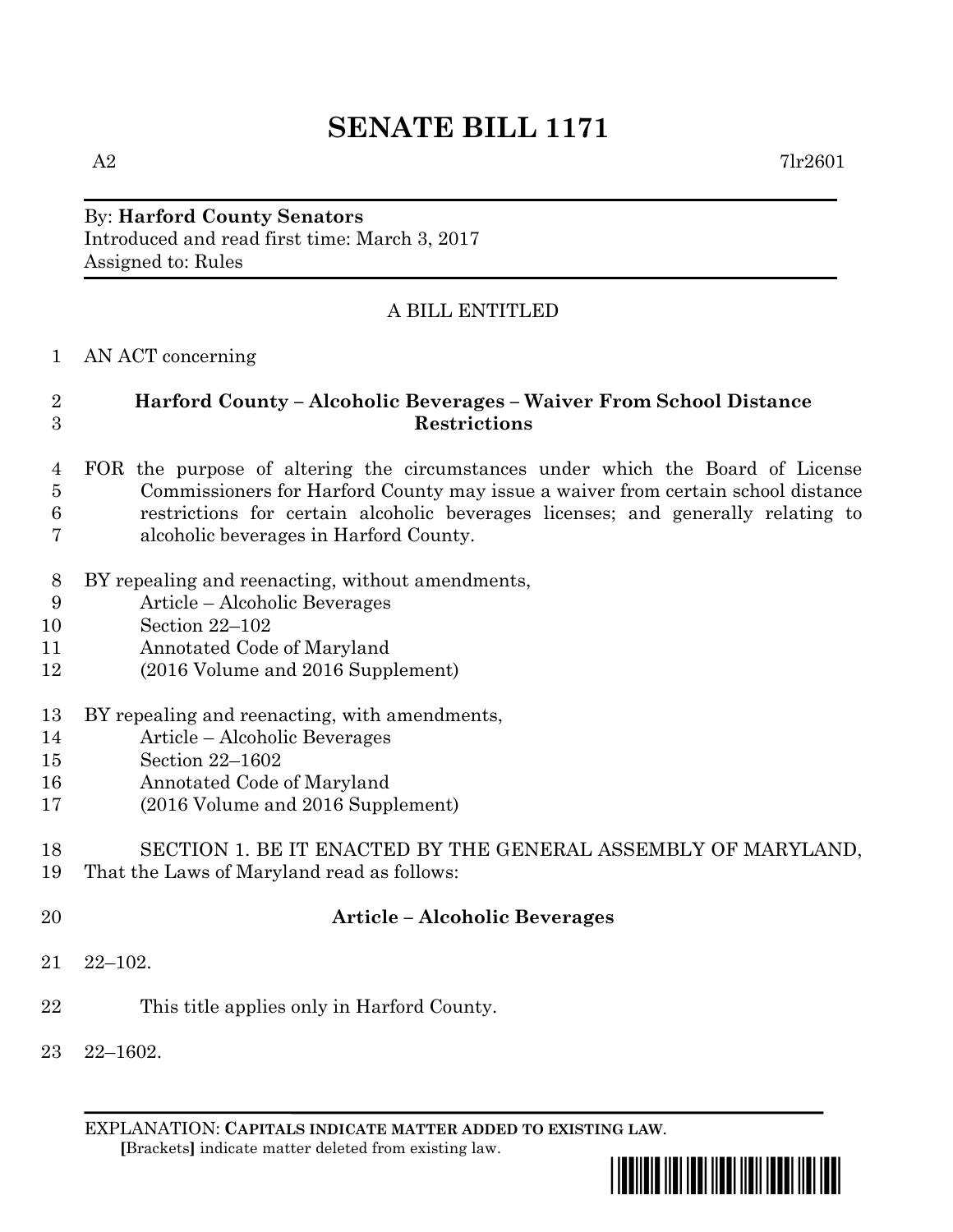# SENATE BILL 1171

A2 7lr2601

By: **Harford County Senators**
Introduced and read first time: March 3, 2017
Assigned to: Rules

A BILL ENTITLED

1 AN ACT concerning

2 **Harford County – Alcoholic Beverages – Waiver From School Distance**
3 **Restrictions**

4 FOR the purpose of altering the circumstances under which the Board of License
5 Commissioners for Harford County may issue a waiver from certain school distance
6 restrictions for certain alcoholic beverages licenses; and generally relating to
7 alcoholic beverages in Harford County.

8 BY repealing and reenacting, without amendments,
9 Article – Alcoholic Beverages
10 Section 22–102
11 Annotated Code of Maryland
12 (2016 Volume and 2016 Supplement)

13 BY repealing and reenacting, with amendments,
14 Article – Alcoholic Beverages
15 Section 22–1602
16 Annotated Code of Maryland
17 (2016 Volume and 2016 Supplement)

18 SECTION 1. BE IT ENACTED BY THE GENERAL ASSEMBLY OF MARYLAND,
19 That the Laws of Maryland read as follows:

20 **Article – Alcoholic Beverages**

21 22–102.

22 This title applies only in Harford County.

23 22–1602.

EXPLANATION: **CAPITALS INDICATE MATTER ADDED TO EXISTING LAW.**
**[**Brackets**]** indicate matter deleted from existing law.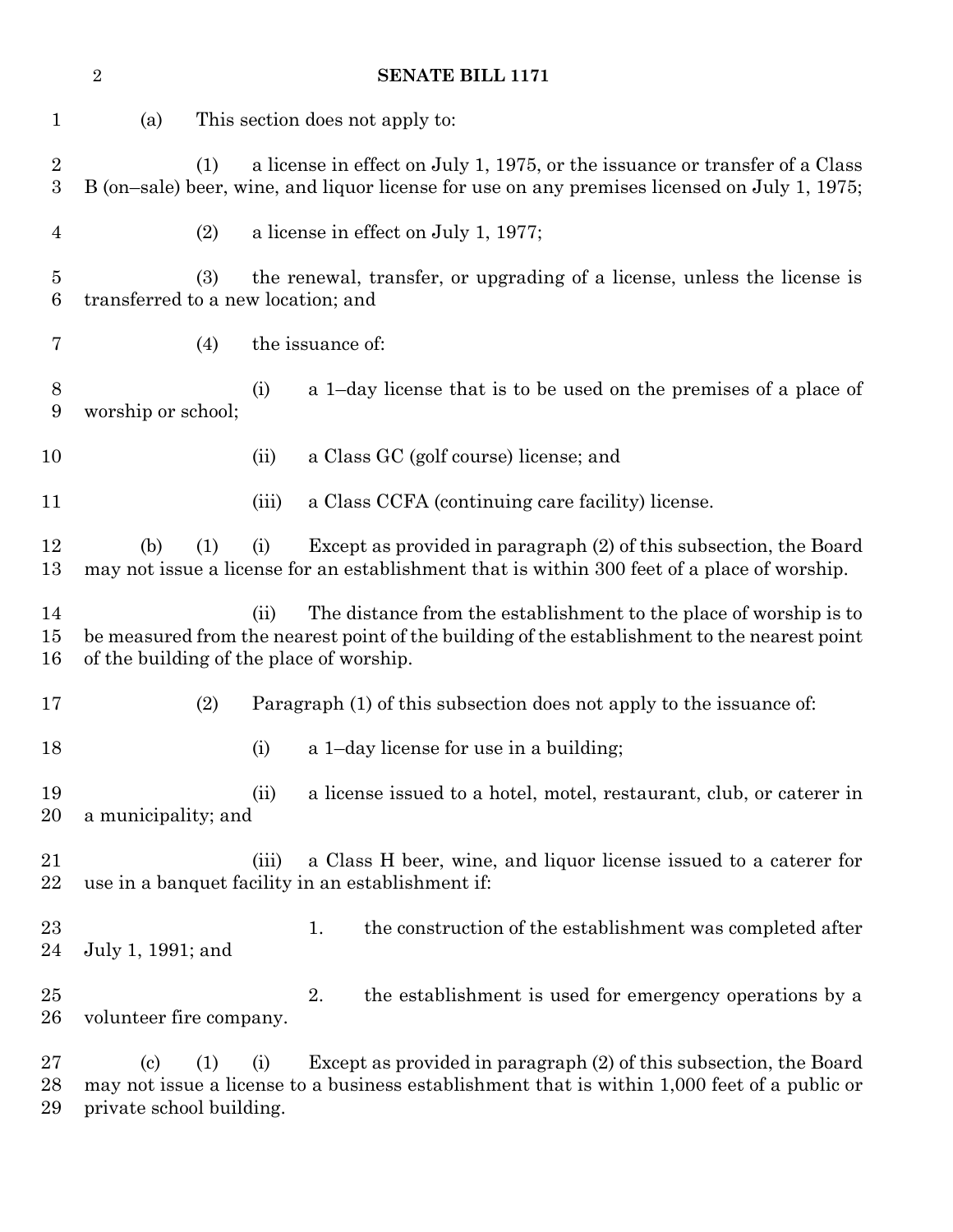(a) This section does not apply to:

(1) a license in effect on July 1, 1975, or the issuance or transfer of a Class B (on–sale) beer, wine, and liquor license for use on any premises licensed on July 1, 1975;

(2) a license in effect on July 1, 1977;

(3) the renewal, transfer, or upgrading of a license, unless the license is transferred to a new location; and

(4) the issuance of:

(i) a 1–day license that is to be used on the premises of a place of worship or school;

(ii) a Class GC (golf course) license; and

(iii) a Class CCFA (continuing care facility) license.

(b) (1) (i) Except as provided in paragraph (2) of this subsection, the Board may not issue a license for an establishment that is within 300 feet of a place of worship.

(ii) The distance from the establishment to the place of worship is to be measured from the nearest point of the building of the establishment to the nearest point of the building of the place of worship.

(2) Paragraph (1) of this subsection does not apply to the issuance of:

(i) a 1–day license for use in a building;

(ii) a license issued to a hotel, motel, restaurant, club, or caterer in a municipality; and

(iii) a Class H beer, wine, and liquor license issued to a caterer for use in a banquet facility in an establishment if:

1. the construction of the establishment was completed after July 1, 1991; and

2. the establishment is used for emergency operations by a volunteer fire company.

(c) (1) (i) Except as provided in paragraph (2) of this subsection, the Board may not issue a license to a business establishment that is within 1,000 feet of a public or private school building.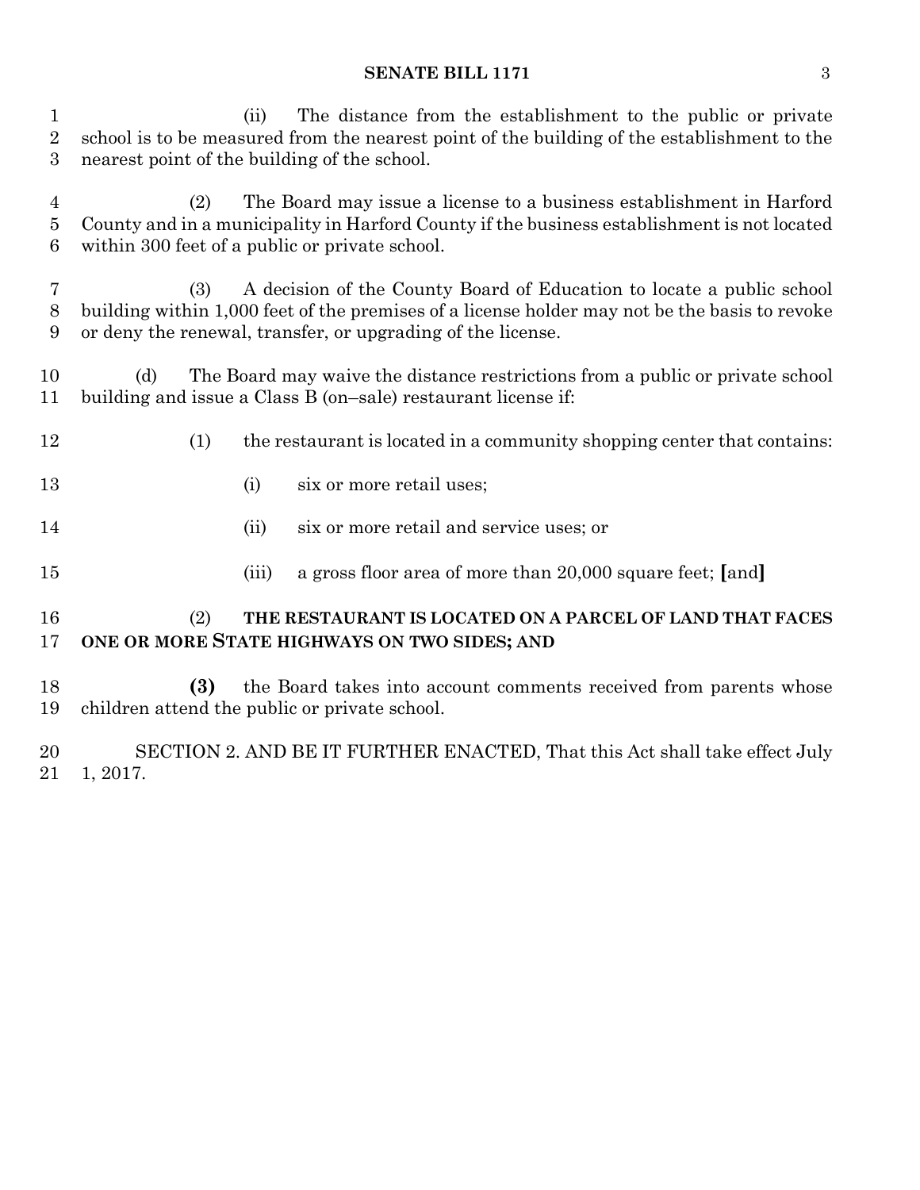(ii) The distance from the establishment to the public or private school is to be measured from the nearest point of the building of the establishment to the nearest point of the building of the school.

(2) The Board may issue a license to a business establishment in Harford County and in a municipality in Harford County if the business establishment is not located within 300 feet of a public or private school.

(3) A decision of the County Board of Education to locate a public school building within 1,000 feet of the premises of a license holder may not be the basis to revoke or deny the renewal, transfer, or upgrading of the license.

(d) The Board may waive the distance restrictions from a public or private school building and issue a Class B (on–sale) restaurant license if:

(1) the restaurant is located in a community shopping center that contains:

(i) six or more retail uses;

(ii) six or more retail and service uses; or

(iii) a gross floor area of more than 20,000 square feet; **[**and**]**

(2) **THE RESTAURANT IS LOCATED ON A PARCEL OF LAND THAT FACES ONE OR MORE STATE HIGHWAYS ON TWO SIDES; AND**

**(3)** the Board takes into account comments received from parents whose children attend the public or private school.

SECTION 2. AND BE IT FURTHER ENACTED, That this Act shall take effect July 1, 2017.